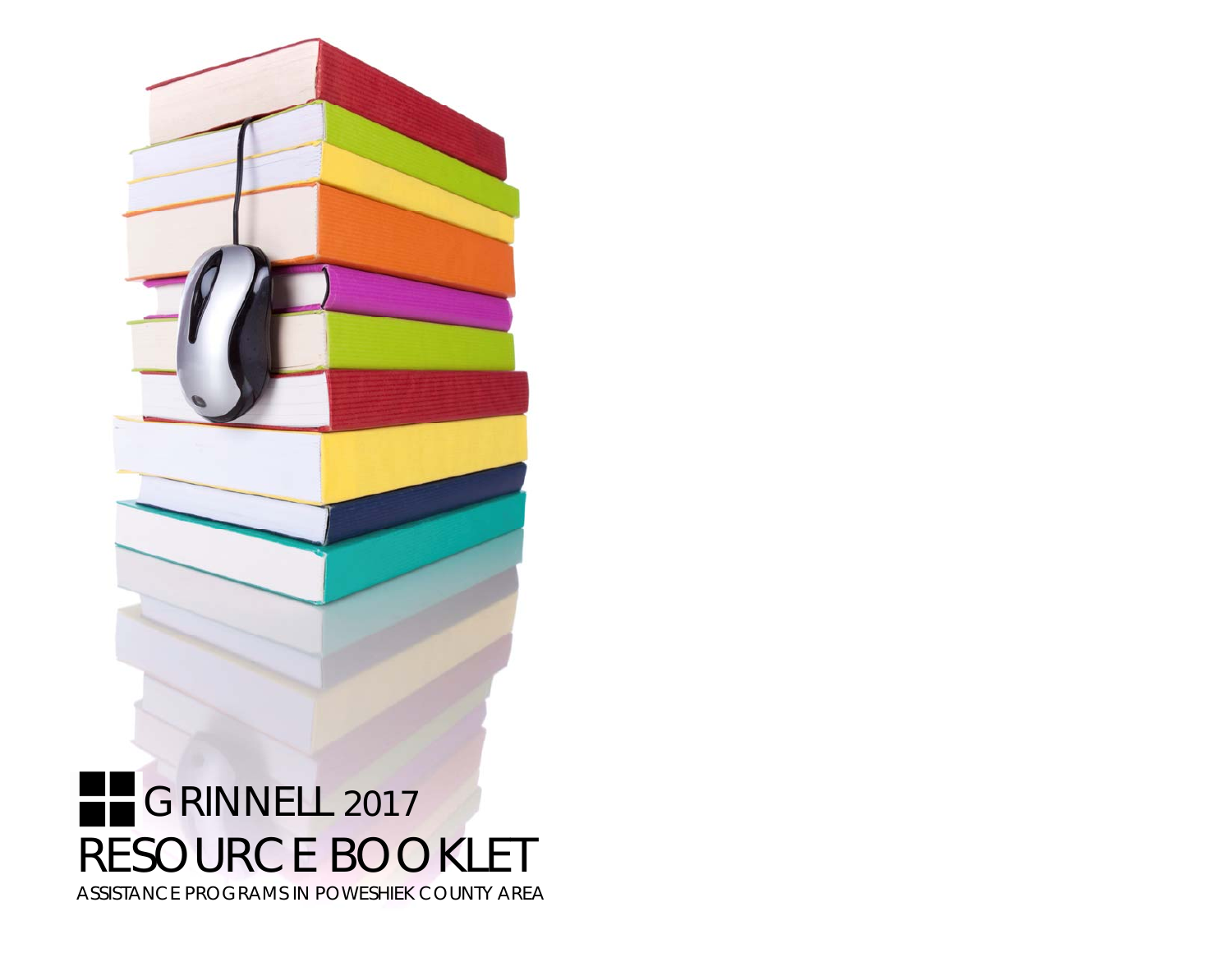# GRINNELL 2017

# RESOURCE BOOKLET

ASSISTANCE PROGRAMS IN POWESHIEK COUNTY AREA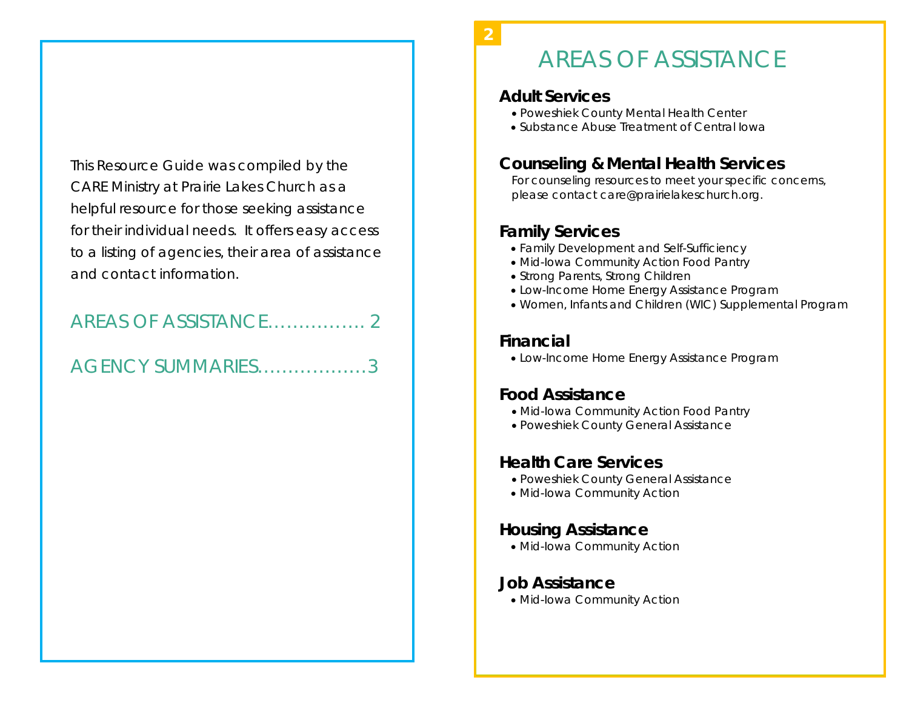This Resource Guide was compiled by the CARE Ministry at Prairie Lakes Church as a helpful resource for those seeking assistance for their individual needs. It offers easy access to a listing of agencies, their area of assistance and contact information.

AREAS OF ASSISTANCE................ 2

AGENCY SUMMARIES..................3

# AREAS OF ASSISTANCE

## Adult Services

- Poweshiek County Mental Health Center
- Substance Abuse Treatment of Central Iowa

## Counseling & Mental Health Services

For counseling resources to meet your specific concerns, please contact care@prairielakeschurch.org.

## Family Services

- Family Development and Self-Sufficiency
- Mid-Iowa Community Action Food Pantry
- Strong Parents, Strong Children
- Low-Income Home Energy Assistance Program
- Women, Infants and Children (WIC) Supplemental Program

## Financial

- Low-Income Home Energy Assistance Program

## Food Assistance

- Mid-Iowa Community Action Food Pantry
- Poweshiek County General Assistance

## Health Care Services

- Poweshiek County General Assistance
- Mid-Iowa Community Action

## Housing Assistance

- Mid-Iowa Community Action

## Job Assistance

- Mid-Iowa Community Action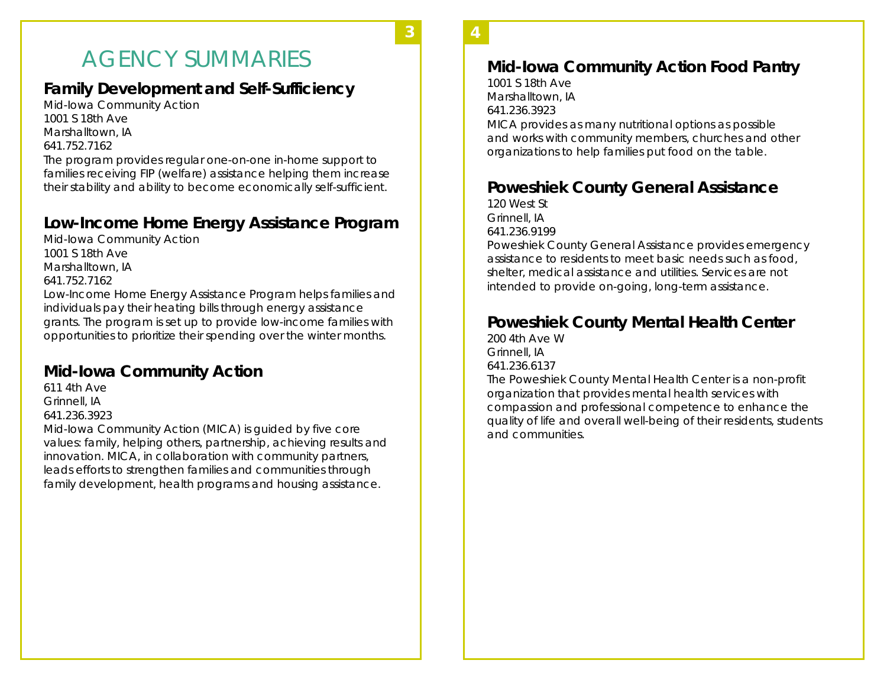# AGENCY SUMMARIES

## Family Development and Self-Sufficiency

Mid-Iowa Community Action
1001 S 18th Ave
Marshalltown, IA
641.752.7162

The program provides regular one-on-one in-home support to families receiving FIP (welfare) assistance helping them increase their stability and ability to become economically self-sufficient.

## Low-Income Home Energy Assistance Program

Mid-Iowa Community Action
1001 S 18th Ave
Marshalltown, IA
641.752.7162

Low-Income Home Energy Assistance Program helps families and individuals pay their heating bills through energy assistance grants. The program is set up to provide low-income families with opportunities to prioritize their spending over the winter months.

## Mid-Iowa Community Action

611 4th Ave
Grinnell, IA
641.236.3923

Mid-Iowa Community Action (MICA) is guided by five core values: family, helping others, partnership, achieving results and innovation. MICA, in collaboration with community partners, leads efforts to strengthen families and communities through family development, health programs and housing assistance.

## Mid-Iowa Community Action Food Pantry

1001 S 18th Ave
Marshalltown, IA
641.236.3923

MICA provides as many nutritional options as possible and works with community members, churches and other organizations to help families put food on the table.

## Poweshiek County General Assistance

120 West St
Grinnell, IA
641.236.9199

Poweshiek County General Assistance provides emergency assistance to residents to meet basic needs such as food, shelter, medical assistance and utilities. Services are not intended to provide on-going, long-term assistance.

## Poweshiek County Mental Health Center

200 4th Ave W
Grinnell, IA
641.236.6137

The Poweshiek County Mental Health Center is a non-profit organization that provides mental health services with compassion and professional competence to enhance the quality of life and overall well-being of their residents, students and communities.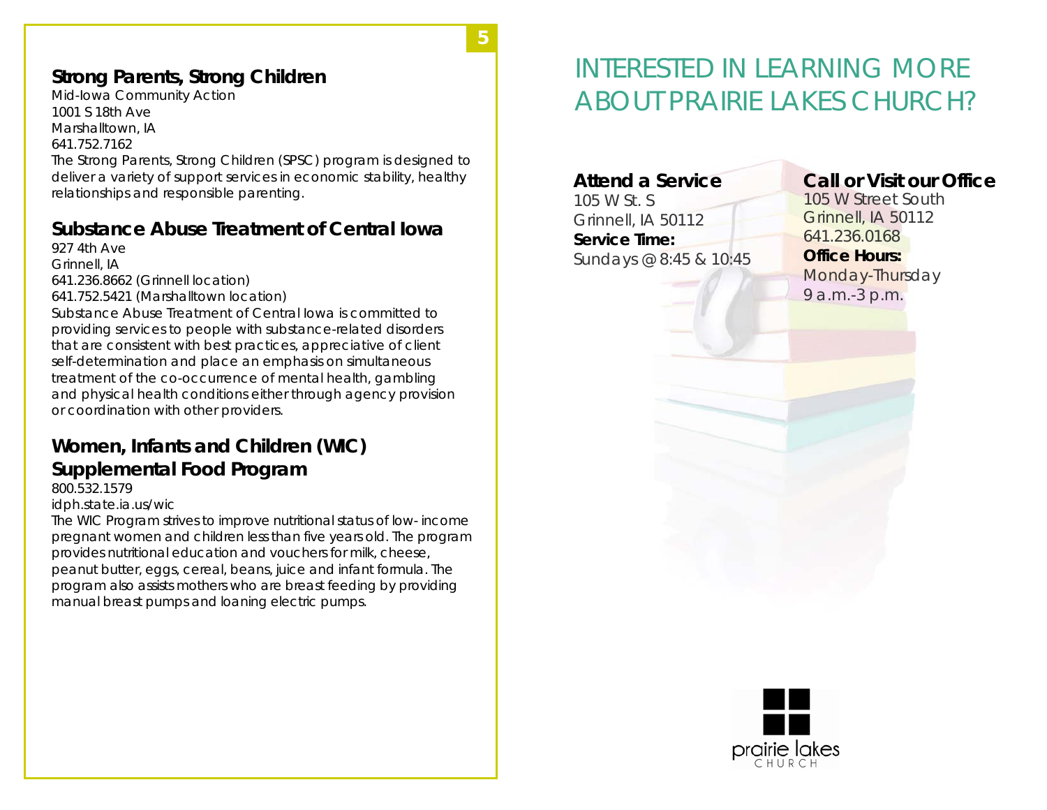## Strong Parents, Strong Children

Mid-Iowa Community Action
1001 S 18th Ave
Marshalltown, IA
641.752.7162

The Strong Parents, Strong Children (SPSC) program is designed to deliver a variety of support services in economic stability, healthy relationships and responsible parenting.

## Substance Abuse Treatment of Central Iowa

927 4th Ave
Grinnell, IA
641.236.8662 (Grinnell location)
641.752.5421 (Marshalltown location)

Substance Abuse Treatment of Central Iowa is committed to providing services to people with substance-related disorders that are consistent with best practices, appreciative of client self-determination and place an emphasis on simultaneous treatment of the co-occurrence of mental health, gambling and physical health conditions either through agency provision or coordination with other providers.

## Women, Infants and Children (WIC) Supplemental Food Program

800.532.1579
idph.state.ia.us/wic

The WIC Program strives to improve nutritional status of low- income pregnant women and children less than five years old. The program provides nutritional education and vouchers for milk, cheese, peanut butter, eggs, cereal, beans, juice and infant formula. The program also assists mothers who are breast feeding by providing manual breast pumps and loaning electric pumps.

# INTERESTED IN LEARNING MORE ABOUT PRAIRIE LAKES CHURCH?

## Attend a Service

105 W St. S
Grinnell, IA 50112
**Service Time:**
Sundays @ 8:45 & 10:45

## Call or Visit our Office

105 W Street South
Grinnell, IA 50112
641.236.0168
**Office Hours:**
Monday-Thursday
9 a.m.-3 p.m.

prairie lakes
CHURCH